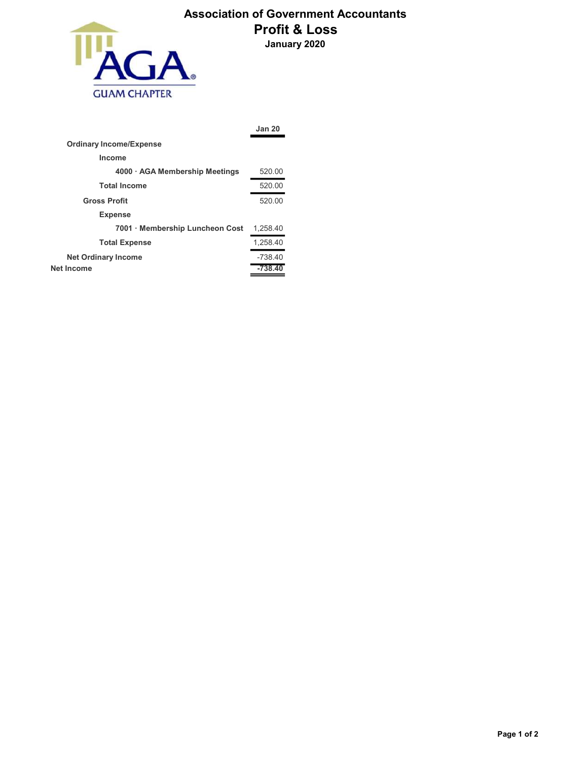# Association of Government Accountants
## Profit & Loss
### January 2020

AGA GUAM CHAPTER

| | Jan 20 |
|---|---|
| **Ordinary Income/Expense** | |
| **Income** | |
| **4000 · AGA Membership Meetings** | 520.00 |
| **Total Income** | 520.00 |
| **Gross Profit** | 520.00 |
| **Expense** | |
| **7001 · Membership Luncheon Cost** | 1,258.40 |
| **Total Expense** | 1,258.40 |
| **Net Ordinary Income** | -738.40 |
| **Net Income** | **-738.40** |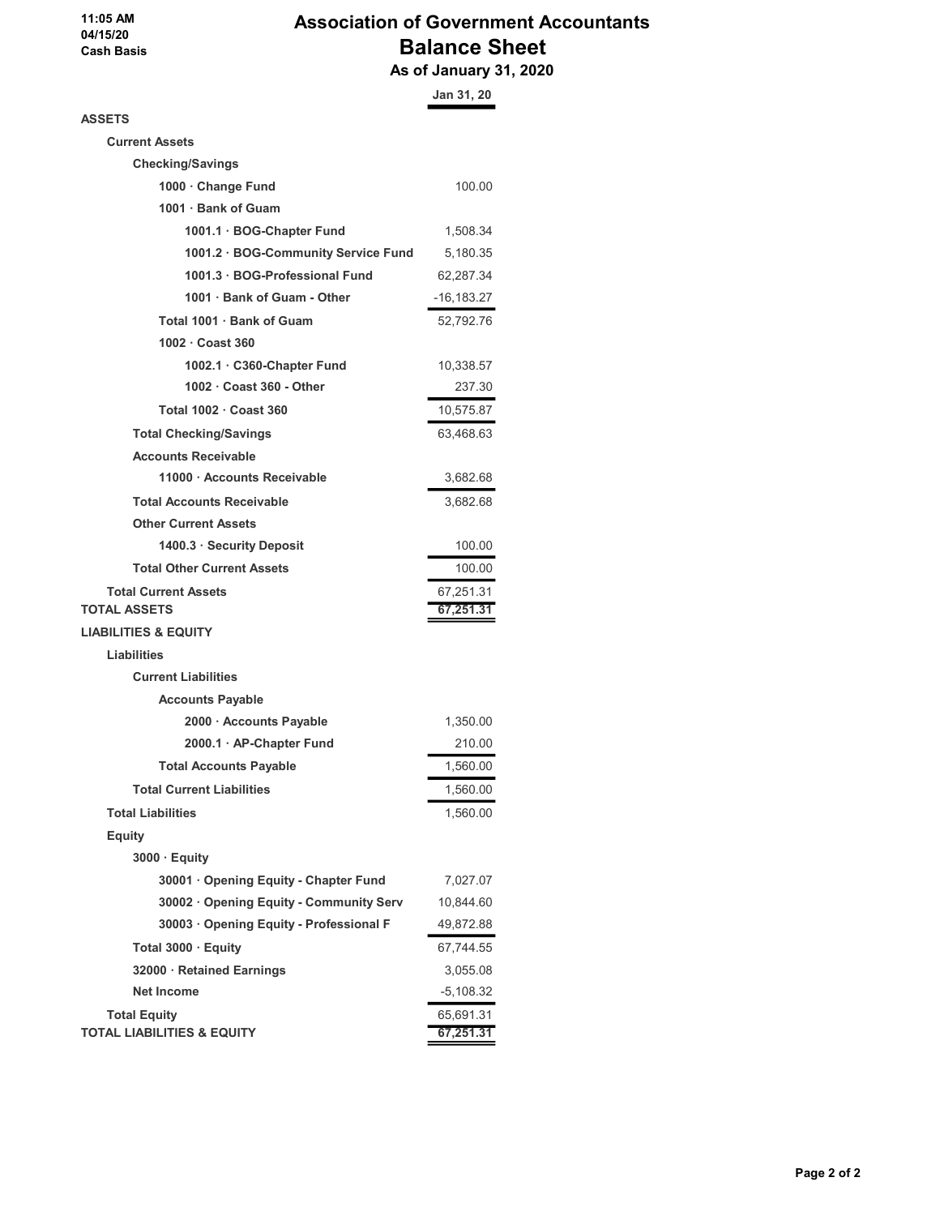11:05 AM
04/15/20
Cash Basis

# Association of Government Accountants
## Balance Sheet
### As of January 31, 2020

| | Jan 31, 20 |
|---|---|
| **ASSETS** | |
| **Current Assets** | |
| **Checking/Savings** | |
| **1000 · Change Fund** | 100.00 |
| **1001 · Bank of Guam** | |
| **1001.1 · BOG-Chapter Fund** | 1,508.34 |
| **1001.2 · BOG-Community Service Fund** | 5,180.35 |
| **1001.3 · BOG-Professional Fund** | 62,287.34 |
| **1001 · Bank of Guam - Other** | -16,183.27 |
| **Total 1001 · Bank of Guam** | 52,792.76 |
| **1002 · Coast 360** | |
| **1002.1 · C360-Chapter Fund** | 10,338.57 |
| **1002 · Coast 360 - Other** | 237.30 |
| **Total 1002 · Coast 360** | 10,575.87 |
| **Total Checking/Savings** | 63,468.63 |
| **Accounts Receivable** | |
| **11000 · Accounts Receivable** | 3,682.68 |
| **Total Accounts Receivable** | 3,682.68 |
| **Other Current Assets** | |
| **1400.3 · Security Deposit** | 100.00 |
| **Total Other Current Assets** | 100.00 |
| **Total Current Assets** | 67,251.31 |
| **TOTAL ASSETS** | 67,251.31 |
| **LIABILITIES & EQUITY** | |
| **Liabilities** | |
| **Current Liabilities** | |
| **Accounts Payable** | |
| **2000 · Accounts Payable** | 1,350.00 |
| **2000.1 · AP-Chapter Fund** | 210.00 |
| **Total Accounts Payable** | 1,560.00 |
| **Total Current Liabilities** | 1,560.00 |
| **Total Liabilities** | 1,560.00 |
| **Equity** | |
| **3000 · Equity** | |
| **30001 · Opening Equity - Chapter Fund** | 7,027.07 |
| **30002 · Opening Equity - Community Serv** | 10,844.60 |
| **30003 · Opening Equity - Professional F** | 49,872.88 |
| **Total 3000 · Equity** | 67,744.55 |
| **32000 · Retained Earnings** | 3,055.08 |
| **Net Income** | -5,108.32 |
| **Total Equity** | 65,691.31 |
| **TOTAL LIABILITIES & EQUITY** | 67,251.31 |